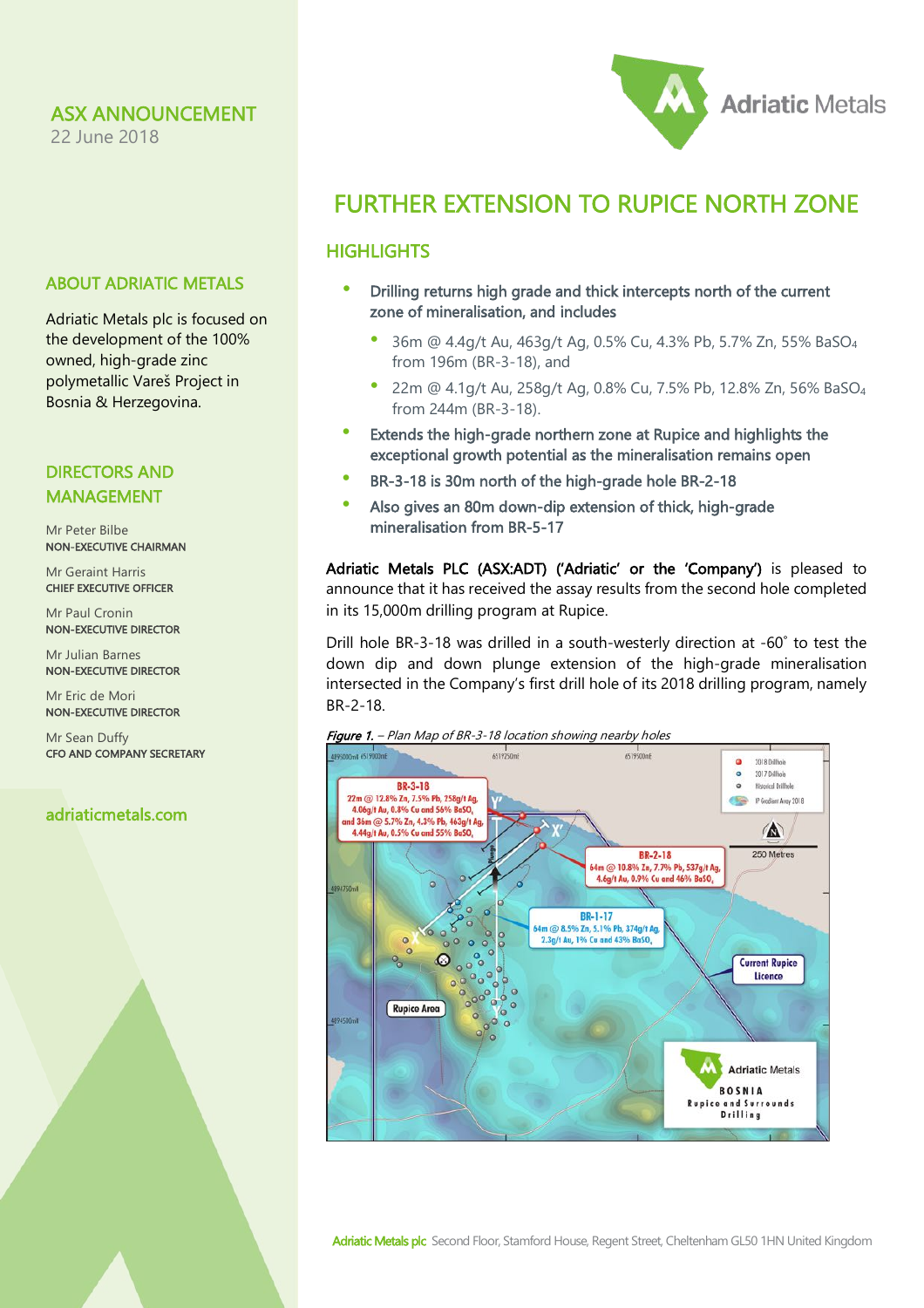# ASX ANNOUNCEMENT

22 June 2018

## ABOUT ADRIATIC METALS

Adriatic Metals plc is focused on the development of the 100% owned, high-grade zinc polymetallic Vareš Project in Bosnia & Herzegovina.

## DIRECTORS AND MANAGEMENT

Mr Peter Bilbe
**NON-EXECUTIVE CHAIRMAN**

Mr Geraint Harris
**CHIEF EXECUTIVE OFFICER**

Mr Paul Cronin
**NON-EXECUTIVE DIRECTOR**

Mr Julian Barnes
**NON-EXECUTIVE DIRECTOR**

Mr Eric de Mori
**NON-EXECUTIVE DIRECTOR**

Mr Sean Duffy
**CFO AND COMPANY SECRETARY**

adriaticmetals.com

# FURTHER EXTENSION TO RUPICE NORTH ZONE

## HIGHLIGHTS

- Drilling returns high grade and thick intercepts north of the current zone of mineralisation, and includes
  - 36m @ 4.4g/t Au, 463g/t Ag, 0.5% Cu, 4.3% Pb, 5.7% Zn, 55% $BaSO_4$ from 196m (BR-3-18), and
  - 22m @ 4.1g/t Au, 258g/t Ag, 0.8% Cu, 7.5% Pb, 12.8% Zn, 56% $BaSO_4$ from 244m (BR-3-18).
- Extends the high-grade northern zone at Rupice and highlights the exceptional growth potential as the mineralisation remains open
- BR-3-18 is 30m north of the high-grade hole BR-2-18
- Also gives an 80m down-dip extension of thick, high-grade mineralisation from BR-5-17

**Adriatic Metals PLC (ASX:ADT) ('Adriatic' or the 'Company')** is pleased to announce that it has received the assay results from the second hole completed in its 15,000m drilling program at Rupice.

Drill hole BR-3-18 was drilled in a south-westerly direction at -60˚ to test the down dip and down plunge extension of the high-grade mineralisation intersected in the Company's first drill hole of its 2018 drilling program, namely BR-2-18.

***Figure 1.*** *– Plan Map of BR-3-18 location showing nearby holes*

Adriatic Metals plc Second Floor, Stamford House, Regent Street, Cheltenham GL50 1HN United Kingdom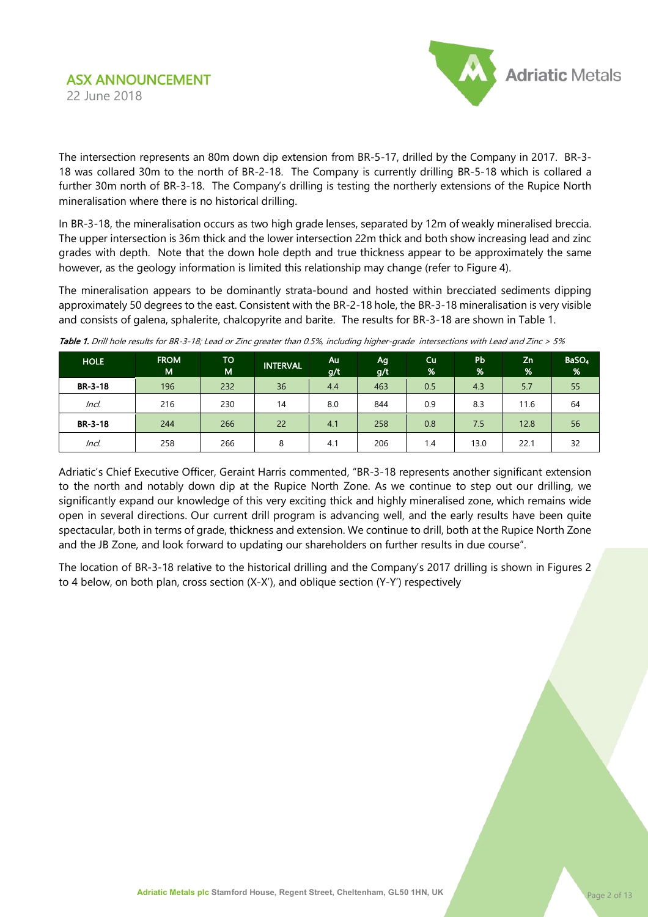The intersection represents an 80m down dip extension from BR-5-17, drilled by the Company in 2017. BR-3-18 was collared 30m to the north of BR-2-18. The Company is currently drilling BR-5-18 which is collared a further 30m north of BR-3-18. The Company's drilling is testing the northerly extensions of the Rupice North mineralisation where there is no historical drilling.

In BR-3-18, the mineralisation occurs as two high grade lenses, separated by 12m of weakly mineralised breccia. The upper intersection is 36m thick and the lower intersection 22m thick and both show increasing lead and zinc grades with depth. Note that the down hole depth and true thickness appear to be approximately the same however, as the geology information is limited this relationship may change (refer to Figure 4).

The mineralisation appears to be dominantly strata-bound and hosted within brecciated sediments dipping approximately 50 degrees to the east. Consistent with the BR-2-18 hole, the BR-3-18 mineralisation is very visible and consists of galena, sphalerite, chalcopyrite and barite. The results for BR-3-18 are shown in Table 1.

***Table 1.*** *Drill hole results for BR-3-18; Lead or Zinc greater than 0.5%, including higher-grade intersections with Lead and Zinc > 5%*

| HOLE | FROM M | TO M | INTERVAL | Au g/t | Ag g/t | Cu % | Pb % | Zn % | $BaSO_4$ % |
|---|---|---|---|---|---|---|---|---|---|
| **BR-3-18** | 196 | 232 | 36 | 4.4 | 463 | 0.5 | 4.3 | 5.7 | 55 |
| *Incl.* | 216 | 230 | 14 | 8.0 | 844 | 0.9 | 8.3 | 11.6 | 64 |
| **BR-3-18** | 244 | 266 | 22 | 4.1 | 258 | 0.8 | 7.5 | 12.8 | 56 |
| *Incl.* | 258 | 266 | 8 | 4.1 | 206 | 1.4 | 13.0 | 22.1 | 32 |

Adriatic's Chief Executive Officer, Geraint Harris commented, "BR-3-18 represents another significant extension to the north and notably down dip at the Rupice North Zone. As we continue to step out our drilling, we significantly expand our knowledge of this very exciting thick and highly mineralised zone, which remains wide open in several directions. Our current drill program is advancing well, and the early results have been quite spectacular, both in terms of grade, thickness and extension. We continue to drill, both at the Rupice North Zone and the JB Zone, and look forward to updating our shareholders on further results in due course".

The location of BR-3-18 relative to the historical drilling and the Company's 2017 drilling is shown in Figures 2 to 4 below, on both plan, cross section (X-X'), and oblique section (Y-Y') respectively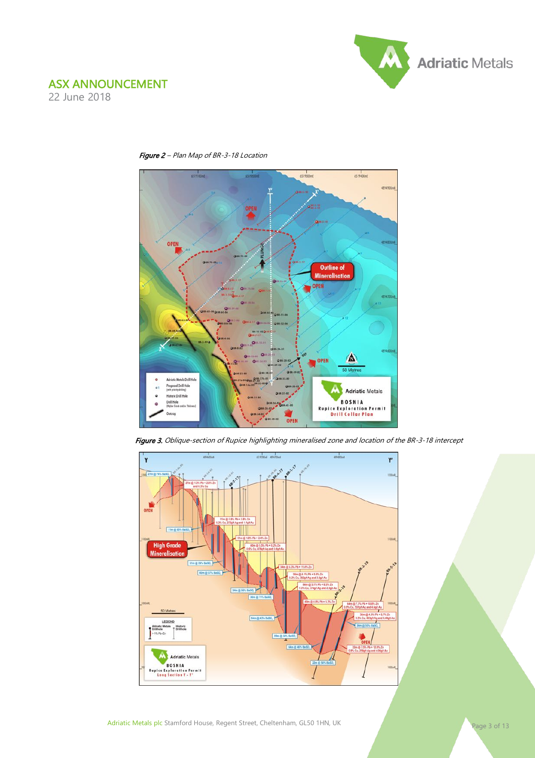# ASX ANNOUNCEMENT

22 June 2018

*Figure 2 – Plan Map of BR-3-18 Location*

*Figure 3. Oblique-section of Rupice highlighting mineralised zone and location of the BR-3-18 intercept*

Adriatic Metals plc Stamford House, Regent Street, Cheltenham, GL50 1HN, UK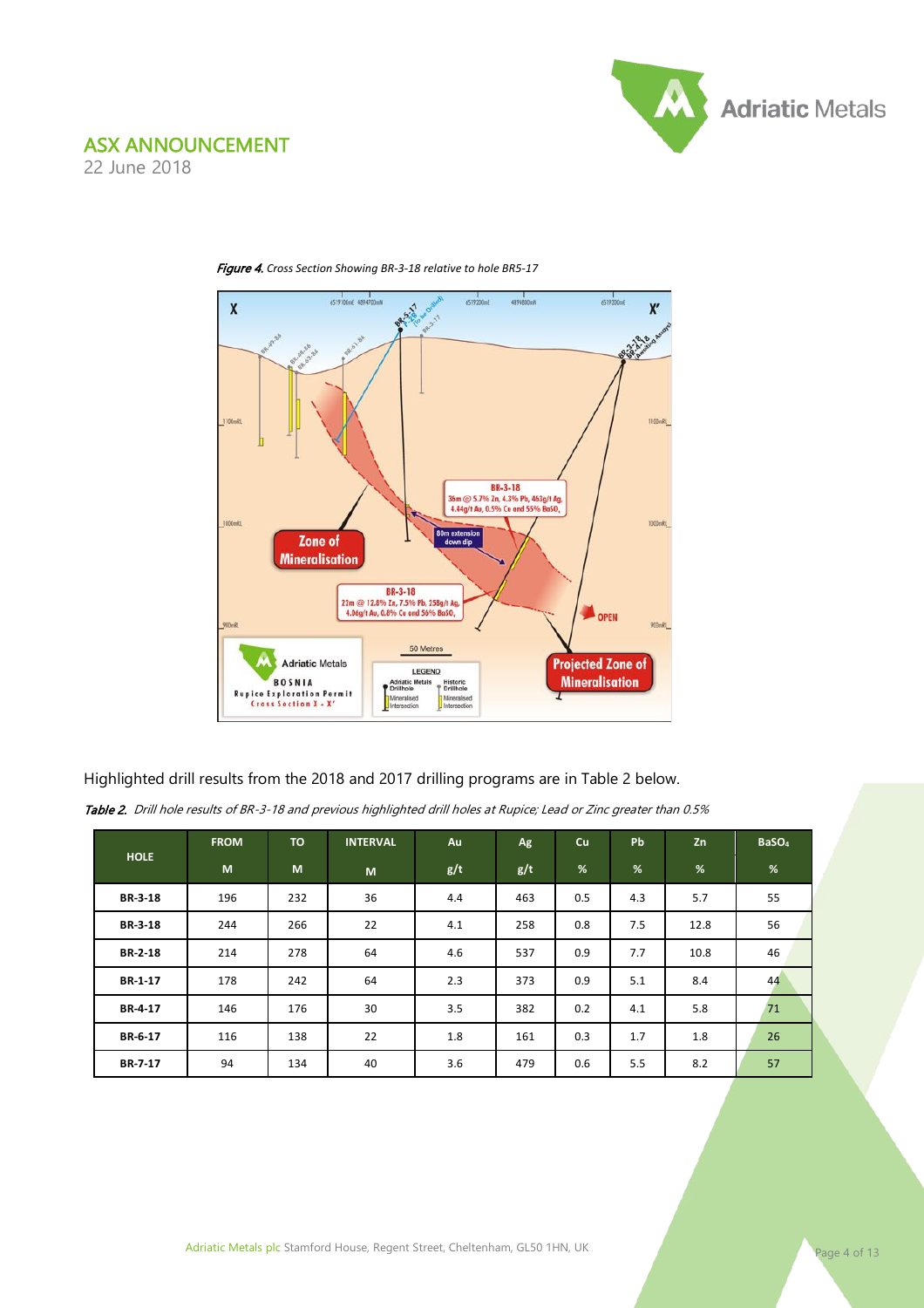*Figure 4. Cross Section Showing BR-3-18 relative to hole BR5-17*

Highlighted drill results from the 2018 and 2017 drilling programs are in Table 2 below.

*Table 2. Drill hole results of BR-3-18 and previous highlighted drill holes at Rupice; Lead or Zinc greater than 0.5%*

| HOLE | FROM | TO | INTERVAL | Au | Ag | Cu | Pb | Zn | $BaSO_4$ |
|---|---|---|---|---|---|---|---|---|---|
| | M | M | M | g/t | g/t | % | % | % | % |
| **BR-3-18** | 196 | 232 | 36 | 4.4 | 463 | 0.5 | 4.3 | 5.7 | 55 |
| **BR-3-18** | 244 | 266 | 22 | 4.1 | 258 | 0.8 | 7.5 | 12.8 | 56 |
| **BR-2-18** | 214 | 278 | 64 | 4.6 | 537 | 0.9 | 7.7 | 10.8 | 46 |
| **BR-1-17** | 178 | 242 | 64 | 2.3 | 373 | 0.9 | 5.1 | 8.4 | 44 |
| **BR-4-17** | 146 | 176 | 30 | 3.5 | 382 | 0.2 | 4.1 | 5.8 | 71 |
| **BR-6-17** | 116 | 138 | 22 | 1.8 | 161 | 0.3 | 1.7 | 1.8 | 26 |
| **BR-7-17** | 94 | 134 | 40 | 3.6 | 479 | 0.6 | 5.5 | 8.2 | 57 |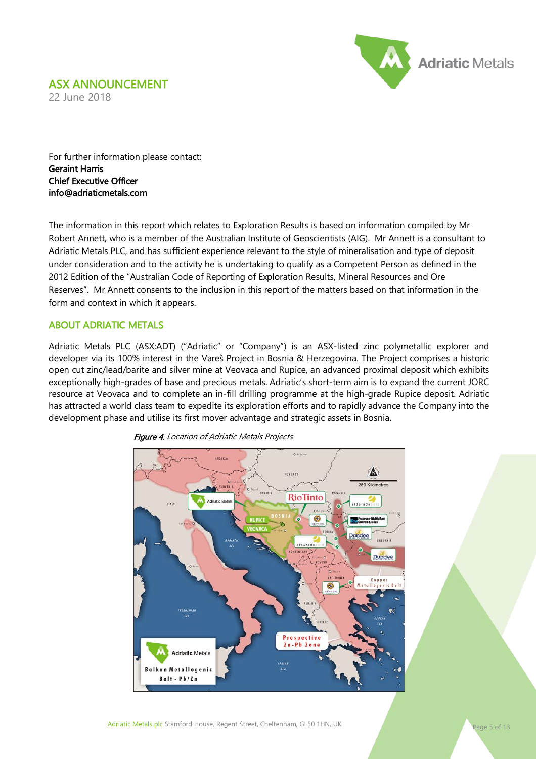# ASX ANNOUNCEMENT

22 June 2018

For further information please contact:
**Geraint Harris**
**Chief Executive Officer**
**info@adriaticmetals.com**

The information in this report which relates to Exploration Results is based on information compiled by Mr Robert Annett, who is a member of the Australian Institute of Geoscientists (AIG). Mr Annett is a consultant to Adriatic Metals PLC, and has sufficient experience relevant to the style of mineralisation and type of deposit under consideration and to the activity he is undertaking to qualify as a Competent Person as defined in the 2012 Edition of the "Australian Code of Reporting of Exploration Results, Mineral Resources and Ore Reserves". Mr Annett consents to the inclusion in this report of the matters based on that information in the form and context in which it appears.

## ABOUT ADRIATIC METALS

Adriatic Metals PLC (ASX:ADT) ("Adriatic" or "Company") is an ASX-listed zinc polymetallic explorer and developer via its 100% interest in the Vareš Project in Bosnia & Herzegovina. The Project comprises a historic open cut zinc/lead/barite and silver mine at Veovaca and Rupice, an advanced proximal deposit which exhibits exceptionally high-grades of base and precious metals. Adriatic's short-term aim is to expand the current JORC resource at Veovaca and to complete an in-fill drilling programme at the high-grade Rupice deposit. Adriatic has attracted a world class team to expedite its exploration efforts and to rapidly advance the Company into the development phase and utilise its first mover advantage and strategic assets in Bosnia.

***Figure 4.*** *Location of Adriatic Metals Projects*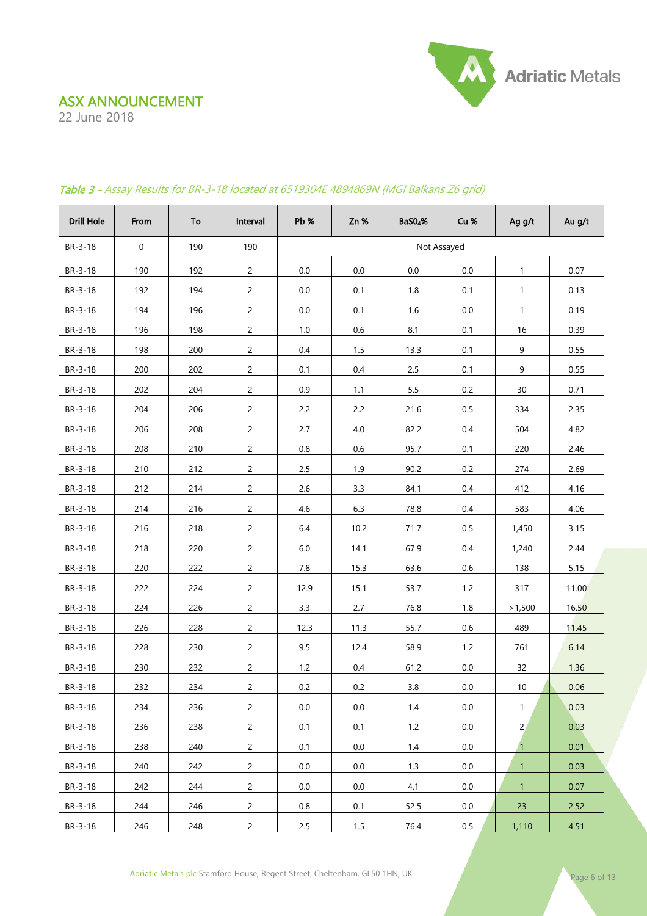## ASX ANNOUNCEMENT

22 June 2018

*Table 3 - Assay Results for BR-3-18 located at 6519304E 4894869N (MGI Balkans Z6 grid)*

| Drill Hole | From | To | Interval | Pb % | Zn % | $BaSO_4$% | Cu % | Ag g/t | Au g/t |
|---|---|---|---|---|---|---|---|---|---|
| BR-3-18 | 0 | 190 | 190 | Not Assayed | | | | | |
| BR-3-18 | 190 | 192 | 2 | 0.0 | 0.0 | 0.0 | 0.0 | 1 | 0.07 |
| BR-3-18 | 192 | 194 | 2 | 0.0 | 0.1 | 1.8 | 0.1 | 1 | 0.13 |
| BR-3-18 | 194 | 196 | 2 | 0.0 | 0.1 | 1.6 | 0.0 | 1 | 0.19 |
| BR-3-18 | 196 | 198 | 2 | 1.0 | 0.6 | 8.1 | 0.1 | 16 | 0.39 |
| BR-3-18 | 198 | 200 | 2 | 0.4 | 1.5 | 13.3 | 0.1 | 9 | 0.55 |
| BR-3-18 | 200 | 202 | 2 | 0.1 | 0.4 | 2.5 | 0.1 | 9 | 0.55 |
| BR-3-18 | 202 | 204 | 2 | 0.9 | 1.1 | 5.5 | 0.2 | 30 | 0.71 |
| BR-3-18 | 204 | 206 | 2 | 2.2 | 2.2 | 21.6 | 0.5 | 334 | 2.35 |
| BR-3-18 | 206 | 208 | 2 | 2.7 | 4.0 | 82.2 | 0.4 | 504 | 4.82 |
| BR-3-18 | 208 | 210 | 2 | 0.8 | 0.6 | 95.7 | 0.1 | 220 | 2.46 |
| BR-3-18 | 210 | 212 | 2 | 2.5 | 1.9 | 90.2 | 0.2 | 274 | 2.69 |
| BR-3-18 | 212 | 214 | 2 | 2.6 | 3.3 | 84.1 | 0.4 | 412 | 4.16 |
| BR-3-18 | 214 | 216 | 2 | 4.6 | 6.3 | 78.8 | 0.4 | 583 | 4.06 |
| BR-3-18 | 216 | 218 | 2 | 6.4 | 10.2 | 71.7 | 0.5 | 1,450 | 3.15 |
| BR-3-18 | 218 | 220 | 2 | 6.0 | 14.1 | 67.9 | 0.4 | 1,240 | 2.44 |
| BR-3-18 | 220 | 222 | 2 | 7.8 | 15.3 | 63.6 | 0.6 | 138 | 5.15 |
| BR-3-18 | 222 | 224 | 2 | 12.9 | 15.1 | 53.7 | 1.2 | 317 | 11.00 |
| BR-3-18 | 224 | 226 | 2 | 3.3 | 2.7 | 76.8 | 1.8 | >1,500 | 16.50 |
| BR-3-18 | 226 | 228 | 2 | 12.3 | 11.3 | 55.7 | 0.6 | 489 | 11.45 |
| BR-3-18 | 228 | 230 | 2 | 9.5 | 12.4 | 58.9 | 1.2 | 761 | 6.14 |
| BR-3-18 | 230 | 232 | 2 | 1.2 | 0.4 | 61.2 | 0.0 | 32 | 1.36 |
| BR-3-18 | 232 | 234 | 2 | 0.2 | 0.2 | 3.8 | 0.0 | 10 | 0.06 |
| BR-3-18 | 234 | 236 | 2 | 0.0 | 0.0 | 1.4 | 0.0 | 1 | 0.03 |
| BR-3-18 | 236 | 238 | 2 | 0.1 | 0.1 | 1.2 | 0.0 | 2 | 0.03 |
| BR-3-18 | 238 | 240 | 2 | 0.1 | 0.0 | 1.4 | 0.0 | 1 | 0.01 |
| BR-3-18 | 240 | 242 | 2 | 0.0 | 0.0 | 1.3 | 0.0 | 1 | 0.03 |
| BR-3-18 | 242 | 244 | 2 | 0.0 | 0.0 | 4.1 | 0.0 | 1 | 0.07 |
| BR-3-18 | 244 | 246 | 2 | 0.8 | 0.1 | 52.5 | 0.0 | 23 | 2.52 |
| BR-3-18 | 246 | 248 | 2 | 2.5 | 1.5 | 76.4 | 0.5 | 1,110 | 4.51 |

Adriatic Metals plc Stamford House, Regent Street, Cheltenham, GL50 1HN, UK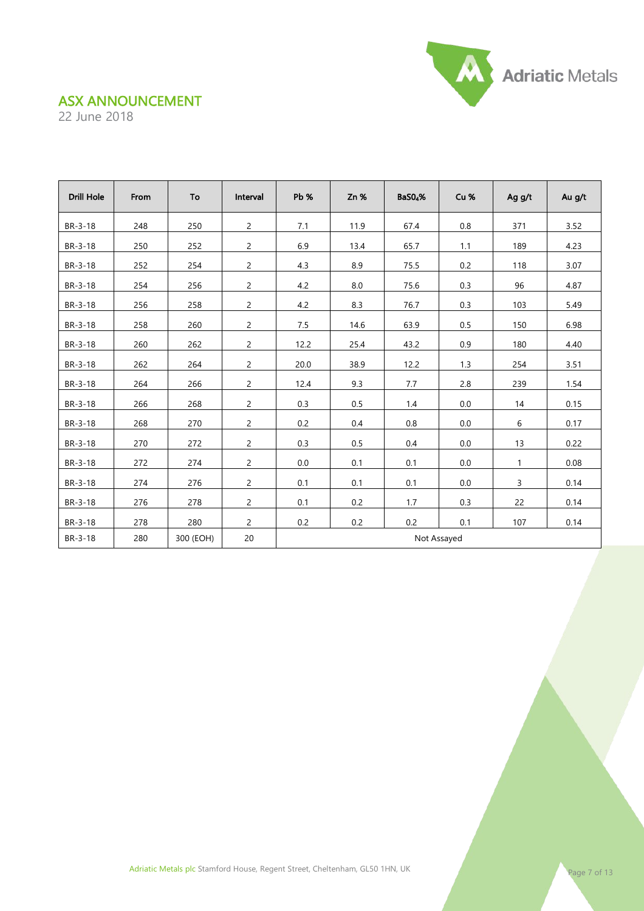| Drill Hole | From | To | Interval | Pb % | Zn % | $BaSO_4$% | Cu % | Ag g/t | Au g/t |
|---|---|---|---|---|---|---|---|---|---|
| BR-3-18 | 248 | 250 | 2 | 7.1 | 11.9 | 67.4 | 0.8 | 371 | 3.52 |
| BR-3-18 | 250 | 252 | 2 | 6.9 | 13.4 | 65.7 | 1.1 | 189 | 4.23 |
| BR-3-18 | 252 | 254 | 2 | 4.3 | 8.9 | 75.5 | 0.2 | 118 | 3.07 |
| BR-3-18 | 254 | 256 | 2 | 4.2 | 8.0 | 75.6 | 0.3 | 96 | 4.87 |
| BR-3-18 | 256 | 258 | 2 | 4.2 | 8.3 | 76.7 | 0.3 | 103 | 5.49 |
| BR-3-18 | 258 | 260 | 2 | 7.5 | 14.6 | 63.9 | 0.5 | 150 | 6.98 |
| BR-3-18 | 260 | 262 | 2 | 12.2 | 25.4 | 43.2 | 0.9 | 180 | 4.40 |
| BR-3-18 | 262 | 264 | 2 | 20.0 | 38.9 | 12.2 | 1.3 | 254 | 3.51 |
| BR-3-18 | 264 | 266 | 2 | 12.4 | 9.3 | 7.7 | 2.8 | 239 | 1.54 |
| BR-3-18 | 266 | 268 | 2 | 0.3 | 0.5 | 1.4 | 0.0 | 14 | 0.15 |
| BR-3-18 | 268 | 270 | 2 | 0.2 | 0.4 | 0.8 | 0.0 | 6 | 0.17 |
| BR-3-18 | 270 | 272 | 2 | 0.3 | 0.5 | 0.4 | 0.0 | 13 | 0.22 |
| BR-3-18 | 272 | 274 | 2 | 0.0 | 0.1 | 0.1 | 0.0 | 1 | 0.08 |
| BR-3-18 | 274 | 276 | 2 | 0.1 | 0.1 | 0.1 | 0.0 | 3 | 0.14 |
| BR-3-18 | 276 | 278 | 2 | 0.1 | 0.2 | 1.7 | 0.3 | 22 | 0.14 |
| BR-3-18 | 278 | 280 | 2 | 0.2 | 0.2 | 0.2 | 0.1 | 107 | 0.14 |
| BR-3-18 | 280 | 300 (EOH) | 20 | Not Assayed | | | | | |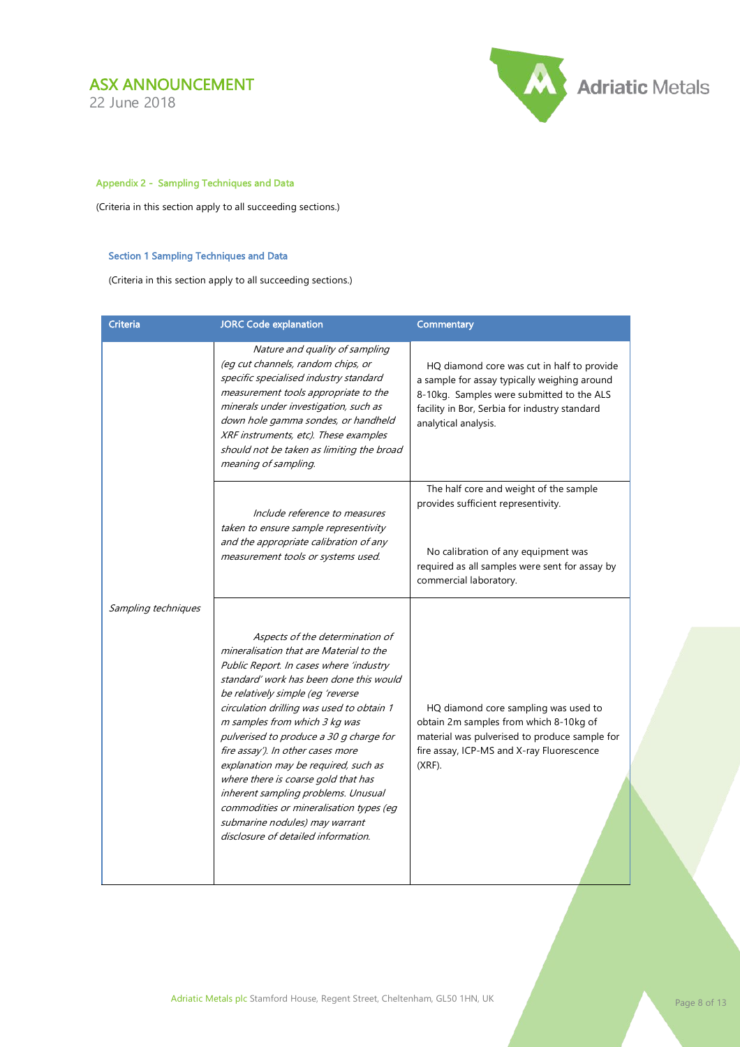### Appendix 2 - Sampling Techniques and Data

(Criteria in this section apply to all succeeding sections.)

#### Section 1 Sampling Techniques and Data

(Criteria in this section apply to all succeeding sections.)

| Criteria | JORC Code explanation | Commentary |
|---|---|---|
| *Sampling techniques* | *Nature and quality of sampling (eg cut channels, random chips, or specific specialised industry standard measurement tools appropriate to the minerals under investigation, such as down hole gamma sondes, or handheld XRF instruments, etc). These examples should not be taken as limiting the broad meaning of sampling.* | HQ diamond core was cut in half to provide a sample for assay typically weighing around 8-10kg. Samples were submitted to the ALS facility in Bor, Serbia for industry standard analytical analysis. |
| | *Include reference to measures taken to ensure sample representivity and the appropriate calibration of any measurement tools or systems used.* | The half core and weight of the sample provides sufficient representivity.<br><br>No calibration of any equipment was required as all samples were sent for assay by commercial laboratory. |
| | *Aspects of the determination of mineralisation that are Material to the Public Report. In cases where 'industry standard' work has been done this would be relatively simple (eg 'reverse circulation drilling was used to obtain 1 m samples from which 3 kg was pulverised to produce a 30 g charge for fire assay'). In other cases more explanation may be required, such as where there is coarse gold that has inherent sampling problems. Unusual commodities or mineralisation types (eg submarine nodules) may warrant disclosure of detailed information.* | HQ diamond core sampling was used to obtain 2m samples from which 8-10kg of material was pulverised to produce sample for fire assay, ICP-MS and X-ray Fluorescence (XRF). |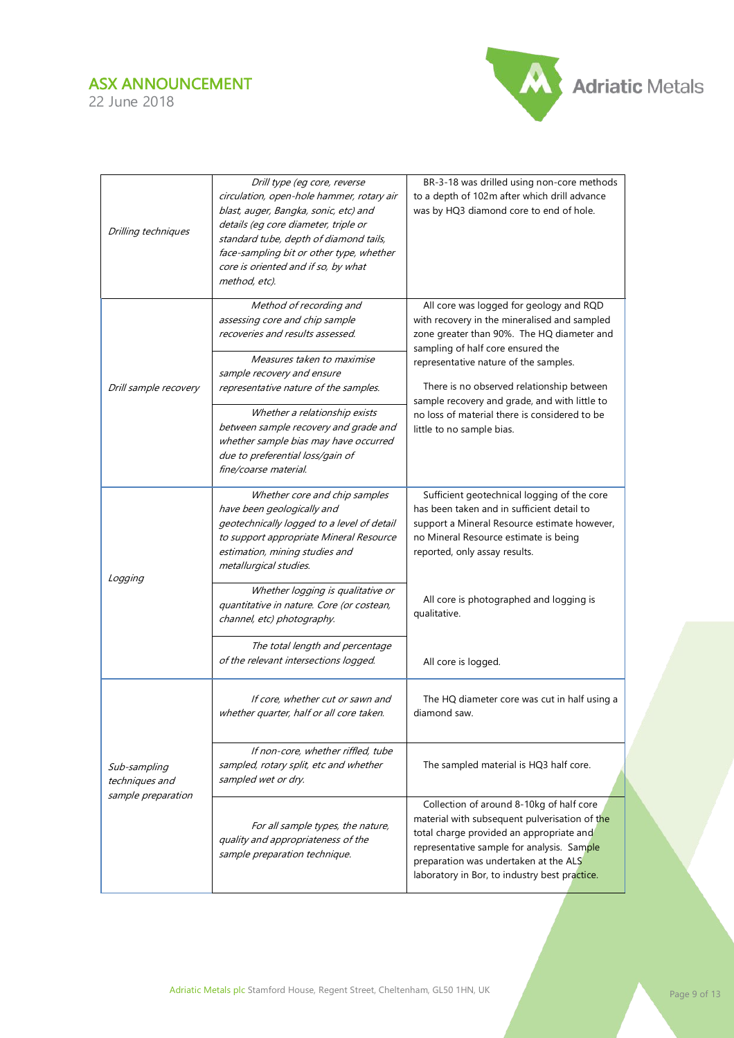| | | |
|---|---|---|
| *Drilling techniques* | *Drill type (eg core, reverse circulation, open-hole hammer, rotary air blast, auger, Bangka, sonic, etc) and details (eg core diameter, triple or standard tube, depth of diamond tails, face-sampling bit or other type, whether core is oriented and if so, by what method, etc).* | BR-3-18 was drilled using non-core methods to a depth of 102m after which drill advance was by HQ3 diamond core to end of hole. |
| *Drill sample recovery* | *Method of recording and assessing core and chip sample recoveries and results assessed.* | All core was logged for geology and RQD with recovery in the mineralised and sampled zone greater than 90%. The HQ diameter and sampling of half core ensured the representative nature of the samples. |
| | *Measures taken to maximise sample recovery and ensure representative nature of the samples.* | |
| | *Whether a relationship exists between sample recovery and grade and whether sample bias may have occurred due to preferential loss/gain of fine/coarse material.* | There is no observed relationship between sample recovery and grade, and with little to no loss of material there is considered to be little to no sample bias. |
| *Logging* | *Whether core and chip samples have been geologically and geotechnically logged to a level of detail to support appropriate Mineral Resource estimation, mining studies and metallurgical studies.* | Sufficient geotechnical logging of the core has been taken and in sufficient detail to support a Mineral Resource estimate however, no Mineral Resource estimate is being reported, only assay results. |
| | *Whether logging is qualitative or quantitative in nature. Core (or costean, channel, etc) photography.* | All core is photographed and logging is qualitative. |
| | *The total length and percentage of the relevant intersections logged.* | All core is logged. |
| *Sub-sampling techniques and sample preparation* | *If core, whether cut or sawn and whether quarter, half or all core taken.* | The HQ diameter core was cut in half using a diamond saw. |
| | *If non-core, whether riffled, tube sampled, rotary split, etc and whether sampled wet or dry.* | The sampled material is HQ3 half core. |
| | *For all sample types, the nature, quality and appropriateness of the sample preparation technique.* | Collection of around 8-10kg of half core material with subsequent pulverisation of the total charge provided an appropriate and representative sample for analysis. Sample preparation was undertaken at the ALS laboratory in Bor, to industry best practice. |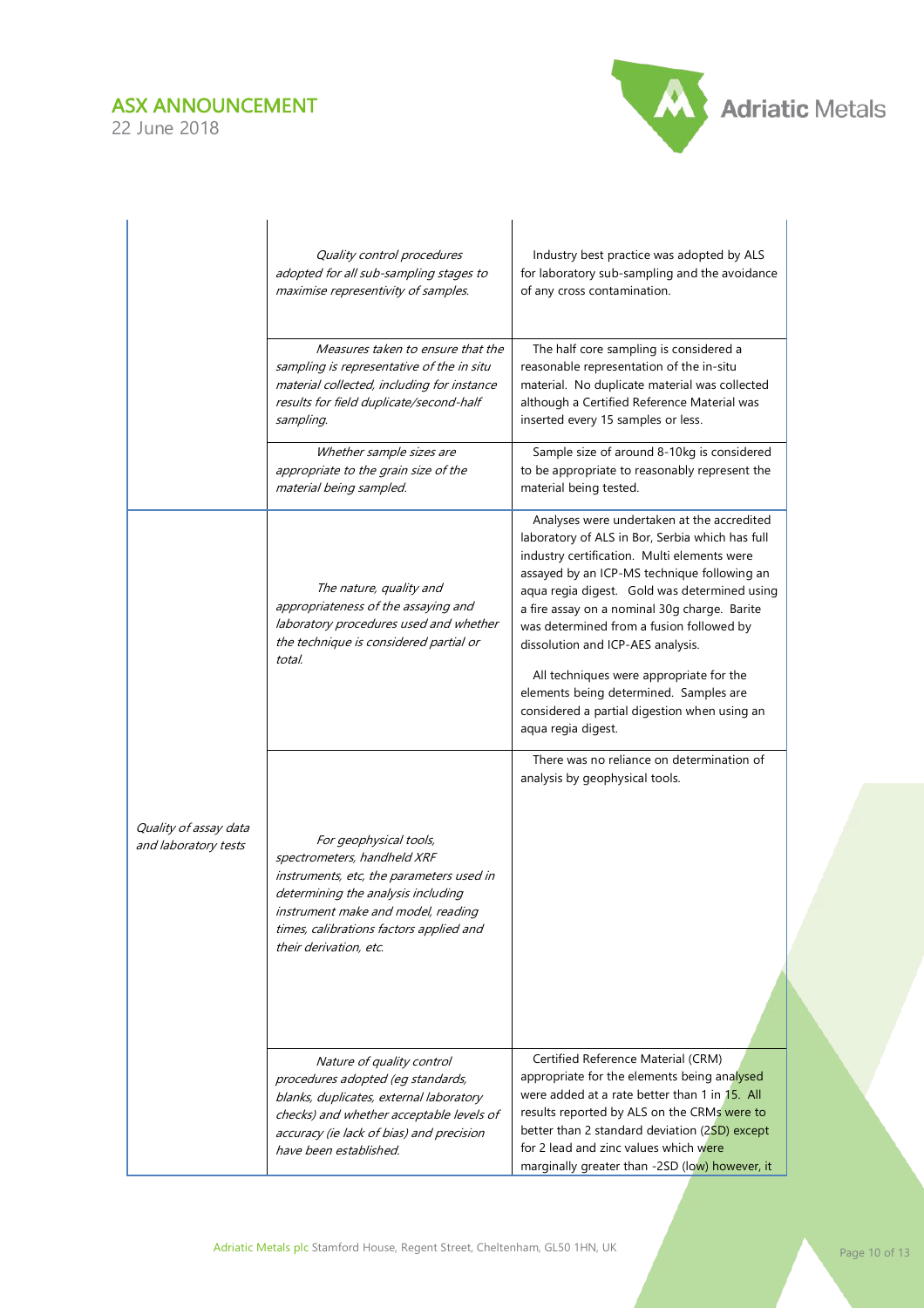| | | |
|---|---|---|
| | *Quality control procedures adopted for all sub-sampling stages to maximise representivity of samples.* | Industry best practice was adopted by ALS for laboratory sub-sampling and the avoidance of any cross contamination. |
| | *Measures taken to ensure that the sampling is representative of the in situ material collected, including for instance results for field duplicate/second-half sampling.* | The half core sampling is considered a reasonable representation of the in-situ material. No duplicate material was collected although a Certified Reference Material was inserted every 15 samples or less. |
| | *Whether sample sizes are appropriate to the grain size of the material being sampled.* | Sample size of around 8-10kg is considered to be appropriate to reasonably represent the material being tested. |
| *Quality of assay data and laboratory tests* | *The nature, quality and appropriateness of the assaying and laboratory procedures used and whether the technique is considered partial or total.* | Analyses were undertaken at the accredited laboratory of ALS in Bor, Serbia which has full industry certification. Multi elements were assayed by an ICP-MS technique following an aqua regia digest. Gold was determined using a fire assay on a nominal 30g charge. Barite was determined from a fusion followed by dissolution and ICP-AES analysis.<br><br>All techniques were appropriate for the elements being determined. Samples are considered a partial digestion when using an aqua regia digest. |
| | *For geophysical tools, spectrometers, handheld XRF instruments, etc, the parameters used in determining the analysis including instrument make and model, reading times, calibrations factors applied and their derivation, etc.* | There was no reliance on determination of analysis by geophysical tools. |
| | *Nature of quality control procedures adopted (eg standards, blanks, duplicates, external laboratory checks) and whether acceptable levels of accuracy (ie lack of bias) and precision have been established.* | Certified Reference Material (CRM) appropriate for the elements being analysed were added at a rate better than 1 in 15. All results reported by ALS on the CRMs were to better than 2 standard deviation (2SD) except for 2 lead and zinc values which were marginally greater than -2SD (low) however, it |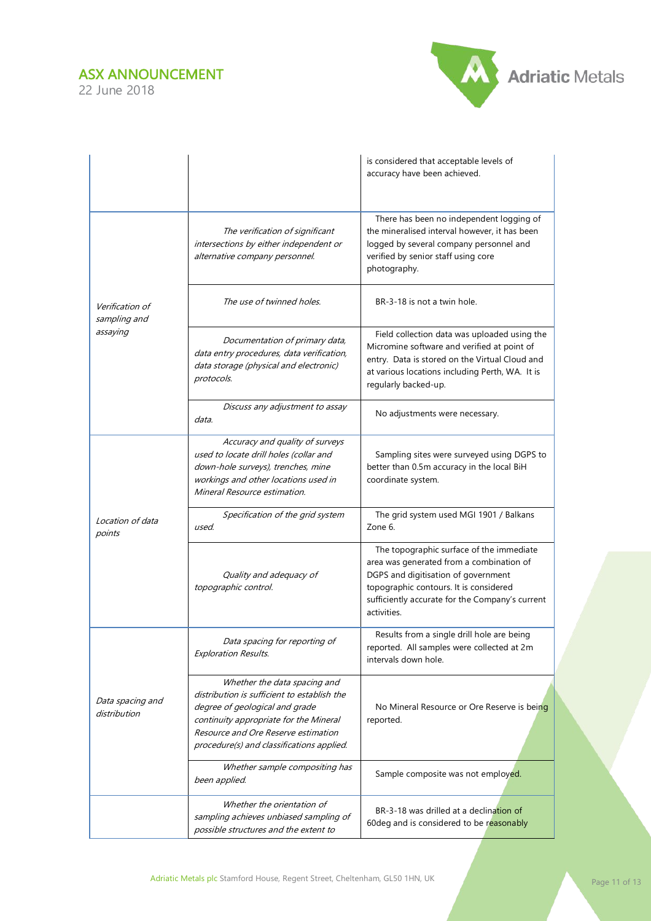| | | |
|---|---|---|
| | | is considered that acceptable levels of accuracy have been achieved. |
| *Verification of sampling and assaying* | *The verification of significant intersections by either independent or alternative company personnel.* | There has been no independent logging of the mineralised interval however, it has been logged by several company personnel and verified by senior staff using core photography. |
| | *The use of twinned holes.* | BR-3-18 is not a twin hole. |
| | *Documentation of primary data, data entry procedures, data verification, data storage (physical and electronic) protocols.* | Field collection data was uploaded using the Micromine software and verified at point of entry. Data is stored on the Virtual Cloud and at various locations including Perth, WA. It is regularly backed-up. |
| | *Discuss any adjustment to assay data.* | No adjustments were necessary. |
| *Location of data points* | *Accuracy and quality of surveys used to locate drill holes (collar and down-hole surveys), trenches, mine workings and other locations used in Mineral Resource estimation.* | Sampling sites were surveyed using DGPS to better than 0.5m accuracy in the local BiH coordinate system. |
| | *Specification of the grid system used.* | The grid system used MGI 1901 / Balkans Zone 6. |
| | *Quality and adequacy of topographic control.* | The topographic surface of the immediate area was generated from a combination of DGPS and digitisation of government topographic contours. It is considered sufficiently accurate for the Company's current activities. |
| *Data spacing and distribution* | *Data spacing for reporting of Exploration Results.* | Results from a single drill hole are being reported. All samples were collected at 2m intervals down hole. |
| | *Whether the data spacing and distribution is sufficient to establish the degree of geological and grade continuity appropriate for the Mineral Resource and Ore Reserve estimation procedure(s) and classifications applied.* | No Mineral Resource or Ore Reserve is being reported. |
| | *Whether sample compositing has been applied.* | Sample composite was not employed. |
| | *Whether the orientation of sampling achieves unbiased sampling of possible structures and the extent to* | BR-3-18 was drilled at a declination of 60deg and is considered to be reasonably |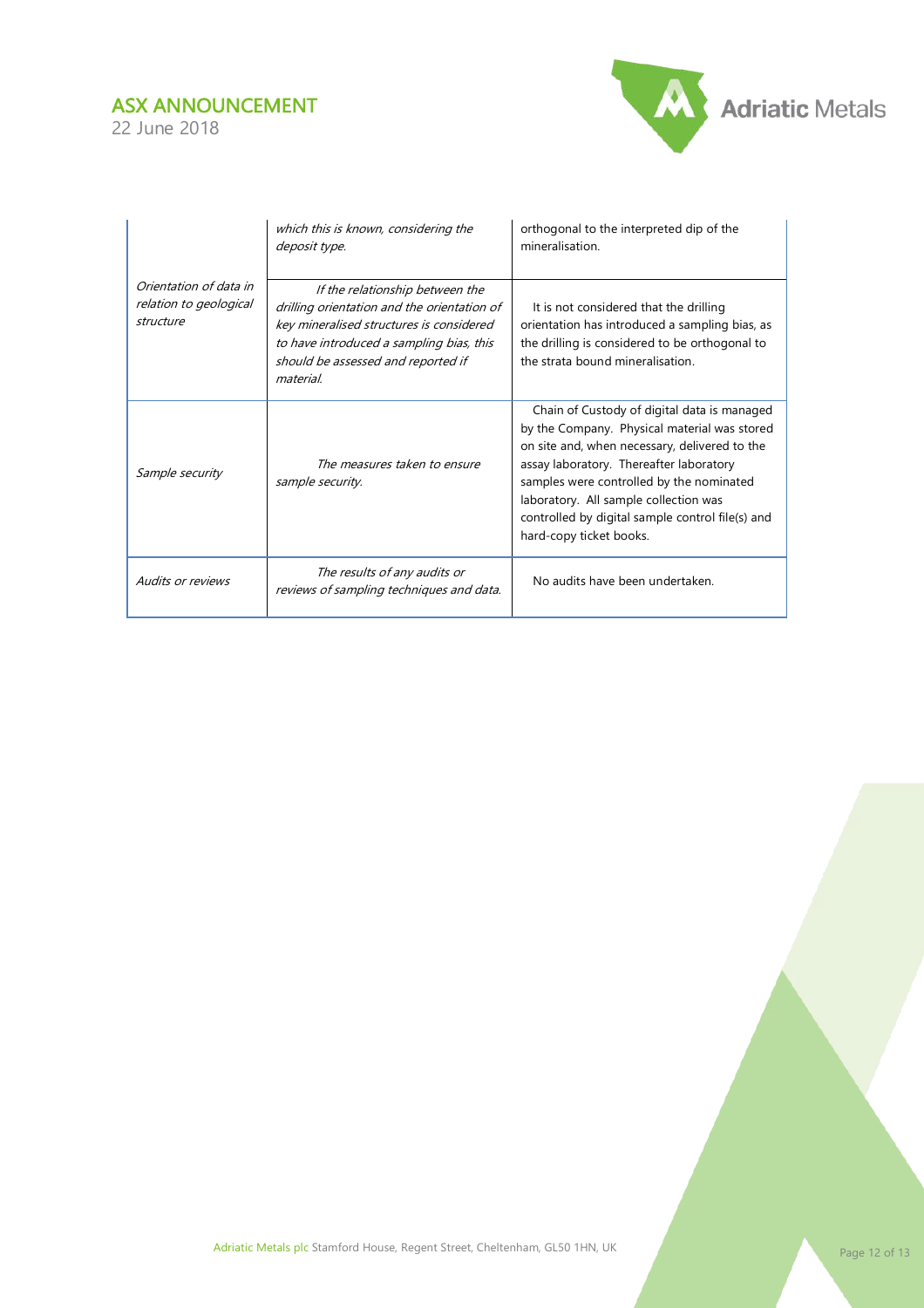| | | |
|---|---|---|
| | *which this is known, considering the deposit type.* | orthogonal to the interpreted dip of the mineralisation. |
| *Orientation of data in relation to geological structure* | *If the relationship between the drilling orientation and the orientation of key mineralised structures is considered to have introduced a sampling bias, this should be assessed and reported if material.* | It is not considered that the drilling orientation has introduced a sampling bias, as the drilling is considered to be orthogonal to the strata bound mineralisation. |
| *Sample security* | *The measures taken to ensure sample security.* | Chain of Custody of digital data is managed by the Company. Physical material was stored on site and, when necessary, delivered to the assay laboratory. Thereafter laboratory samples were controlled by the nominated laboratory. All sample collection was controlled by digital sample control file(s) and hard-copy ticket books. |
| *Audits or reviews* | *The results of any audits or reviews of sampling techniques and data.* | No audits have been undertaken. |